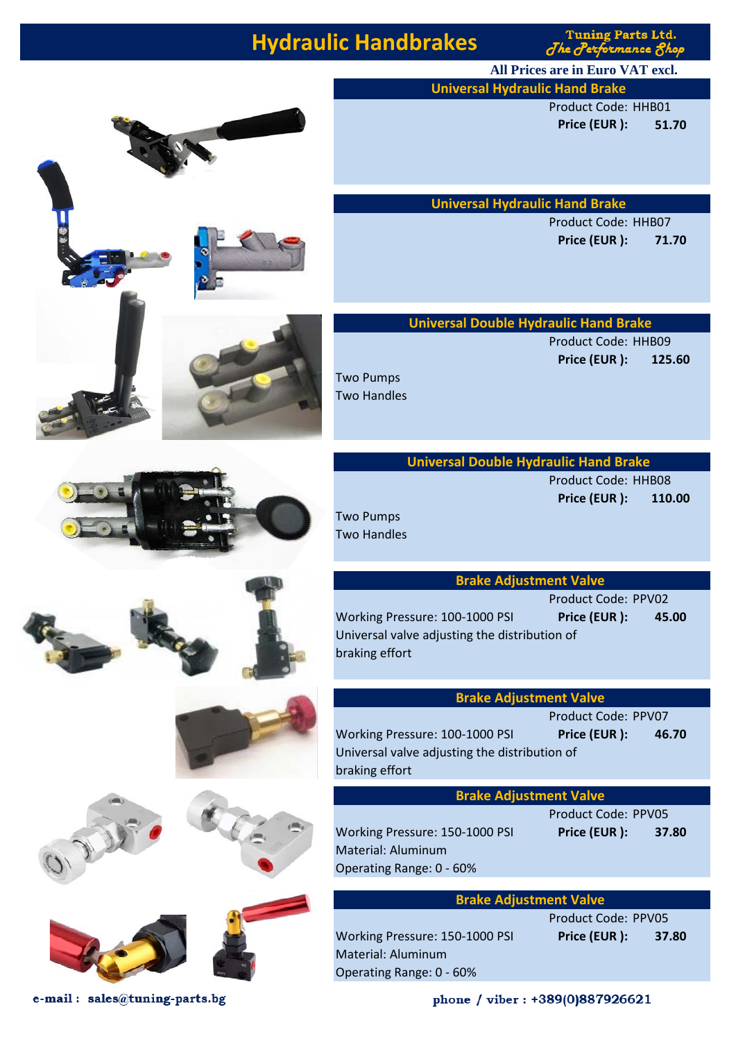# Hydraulic Handbrakes

Tuning Parts Ltd.
*The Performance Shop*

**All Prices are in Euro VAT excl.**

## Universal Hydraulic Hand Brake

Product Code: HHB01

**Price (EUR ): 51.70**

## Universal Hydraulic Hand Brake

Product Code: HHB07

**Price (EUR ): 71.70**

## Universal Double Hydraulic Hand Brake

Product Code: HHB09

**Price (EUR ): 125.60**

Two Pumps
Two Handles

## Universal Double Hydraulic Hand Brake

Product Code: HHB08

**Price (EUR ): 110.00**

Two Pumps
Two Handles

## Brake Adjustment Valve

Product Code: PPV02

Working Pressure: 100-1000 PSI **Price (EUR ): 45.00**

Universal valve adjusting the distribution of braking effort

## Brake Adjustment Valve

Product Code: PPV07

Working Pressure: 100-1000 PSI **Price (EUR ): 46.70**

Universal valve adjusting the distribution of braking effort

## Brake Adjustment Valve

Product Code: PPV05

Working Pressure: 150-1000 PSI **Price (EUR ): 37.80**

Material: Aluminum
Operating Range: 0 - 60%

## Brake Adjustment Valve

Product Code: PPV05

Working Pressure: 150-1000 PSI **Price (EUR ): 37.80**

Material: Aluminum
Operating Range: 0 - 60%

e-mail : sales@tuning-parts.bg

phone / viber : +389(0)887926621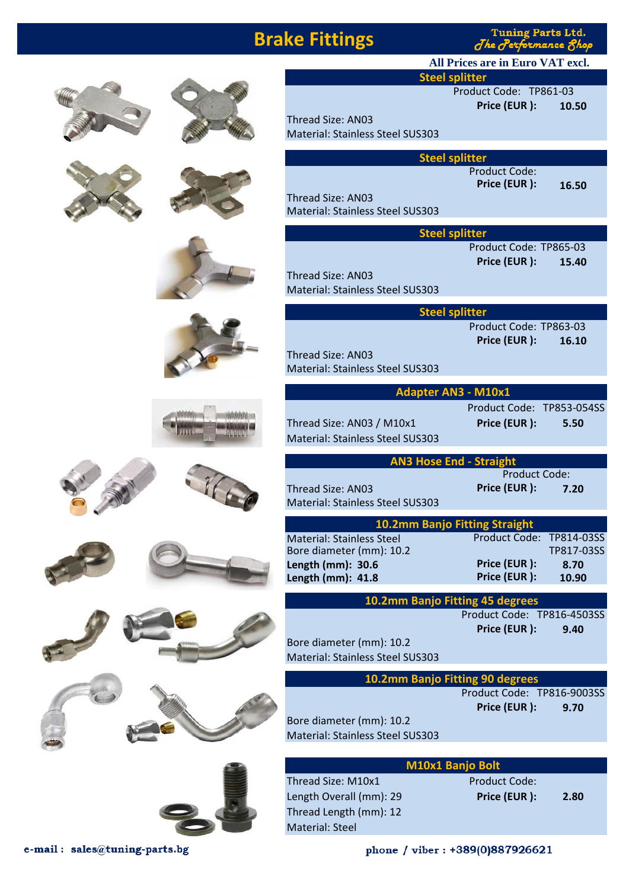# Brake Fittings

**Tuning Parts Ltd.**
*The Performance Shop*

**All Prices are in Euro VAT excl.**

## Steel splitter

Product Code: TP861-03
**Price (EUR ): 10.50**

Thread Size: AN03
Material: Stainless Steel SUS303

## Steel splitter

Product Code:
**Price (EUR ): 16.50**

Thread Size: AN03
Material: Stainless Steel SUS303

## Steel splitter

Product Code: TP865-03
**Price (EUR ): 15.40**

Thread Size: AN03
Material: Stainless Steel SUS303

## Steel splitter

Product Code: TP863-03
**Price (EUR ): 16.10**

Thread Size: AN03
Material: Stainless Steel SUS303

## Adapter AN3 - M10x1

Product Code: TP853-054SS
Thread Size: AN03 / M10x1 — **Price (EUR ): 5.50**
Material: Stainless Steel SUS303

## AN3 Hose End - Straight

Product Code:
Thread Size: AN03 — **Price (EUR ): 7.20**
Material: Stainless Steel SUS303

## 10.2mm Banjo Fitting Straight

| | Product Code | Price (EUR ) |
|---|---|---|
| Material: Stainless Steel | TP814-03SS | |
| Bore diameter (mm): 10.2 | TP817-03SS | |
| **Length (mm): 30.6** | | **8.70** |
| **Length (mm): 41.8** | | **10.90** |

## 10.2mm Banjo Fitting 45 degrees

Product Code: TP816-4503SS
**Price (EUR ): 9.40**

Bore diameter (mm): 10.2
Material: Stainless Steel SUS303

## 10.2mm Banjo Fitting 90 degrees

Product Code: TP816-9003SS
**Price (EUR ): 9.70**

Bore diameter (mm): 10.2
Material: Stainless Steel SUS303

## M10x1 Banjo Bolt

Thread Size: M10x1 — Product Code:
Length Overall (mm): 29 — **Price (EUR ): 2.80**
Thread Length (mm): 12
Material: Steel

**e-mail : sales@tuning-parts.bg**

**phone / viber : +389(0)887926621**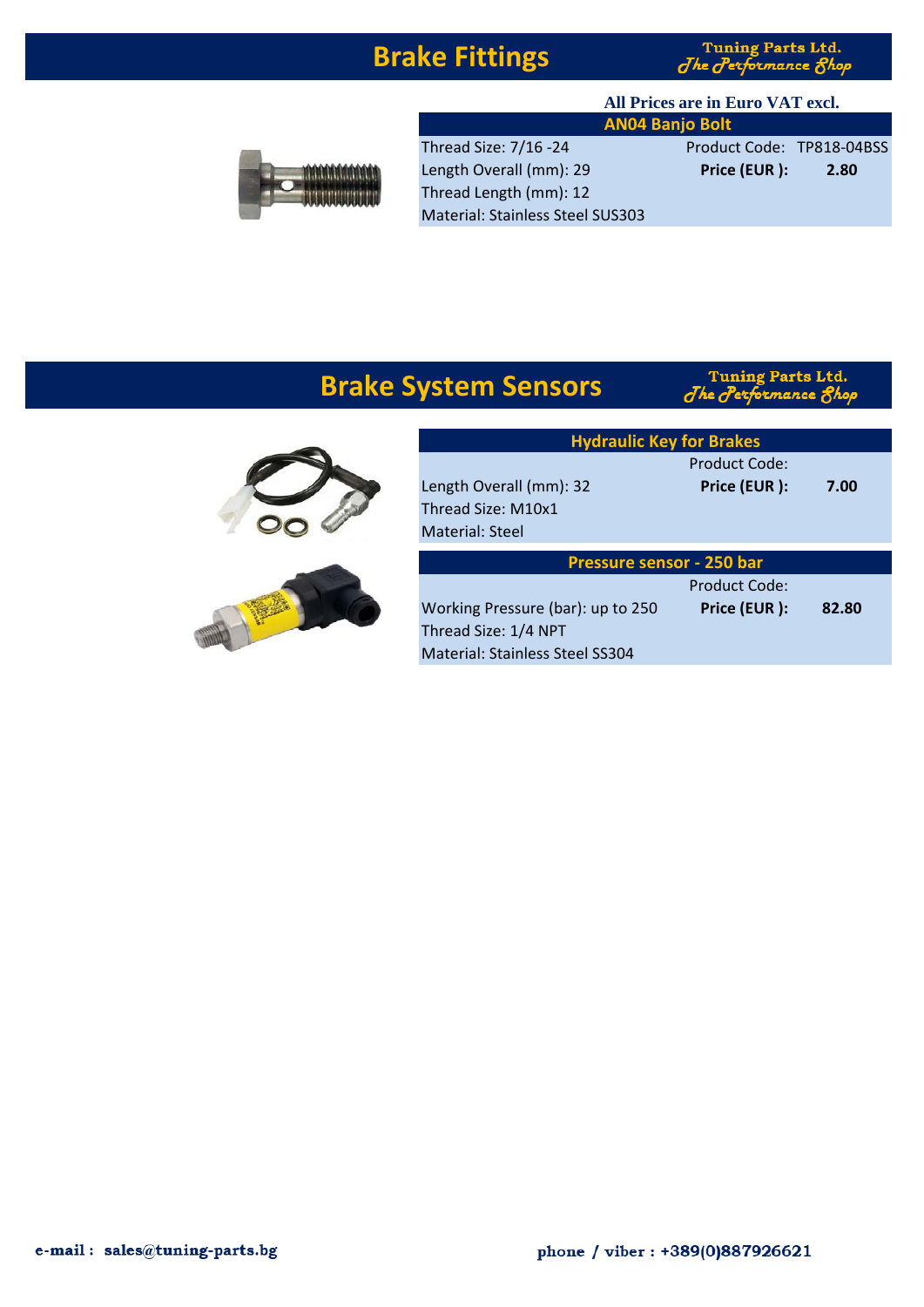# Brake Fittings

Tuning Parts Ltd.
The Performance Shop

**All Prices are in Euro VAT excl.**

| AN04 Banjo Bolt | | |
|---|---|---|
| Thread Size: 7/16 -24 | Product Code: | TP818-04BSS |
| Length Overall (mm): 29 | **Price (EUR ):** | **2.80** |
| Thread Length (mm): 12 | | |
| Material: Stainless Steel SUS303 | | |

# Brake System Sensors

Tuning Parts Ltd.
The Performance Shop

| Hydraulic Key for Brakes | | |
|---|---|---|
| | Product Code: | |
| Length Overall (mm): 32 | **Price (EUR ):** | **7.00** |
| Thread Size: M10x1 | | |
| Material: Steel | | |

| Pressure sensor - 250 bar | | |
|---|---|---|
| | Product Code: | |
| Working Pressure (bar): up to 250 | **Price (EUR ):** | **82.80** |
| Thread Size: 1/4 NPT | | |
| Material: Stainless Steel SS304 | | |

**e-mail : sales@tuning-parts.bg**

**phone / viber : +389(0)887926621**